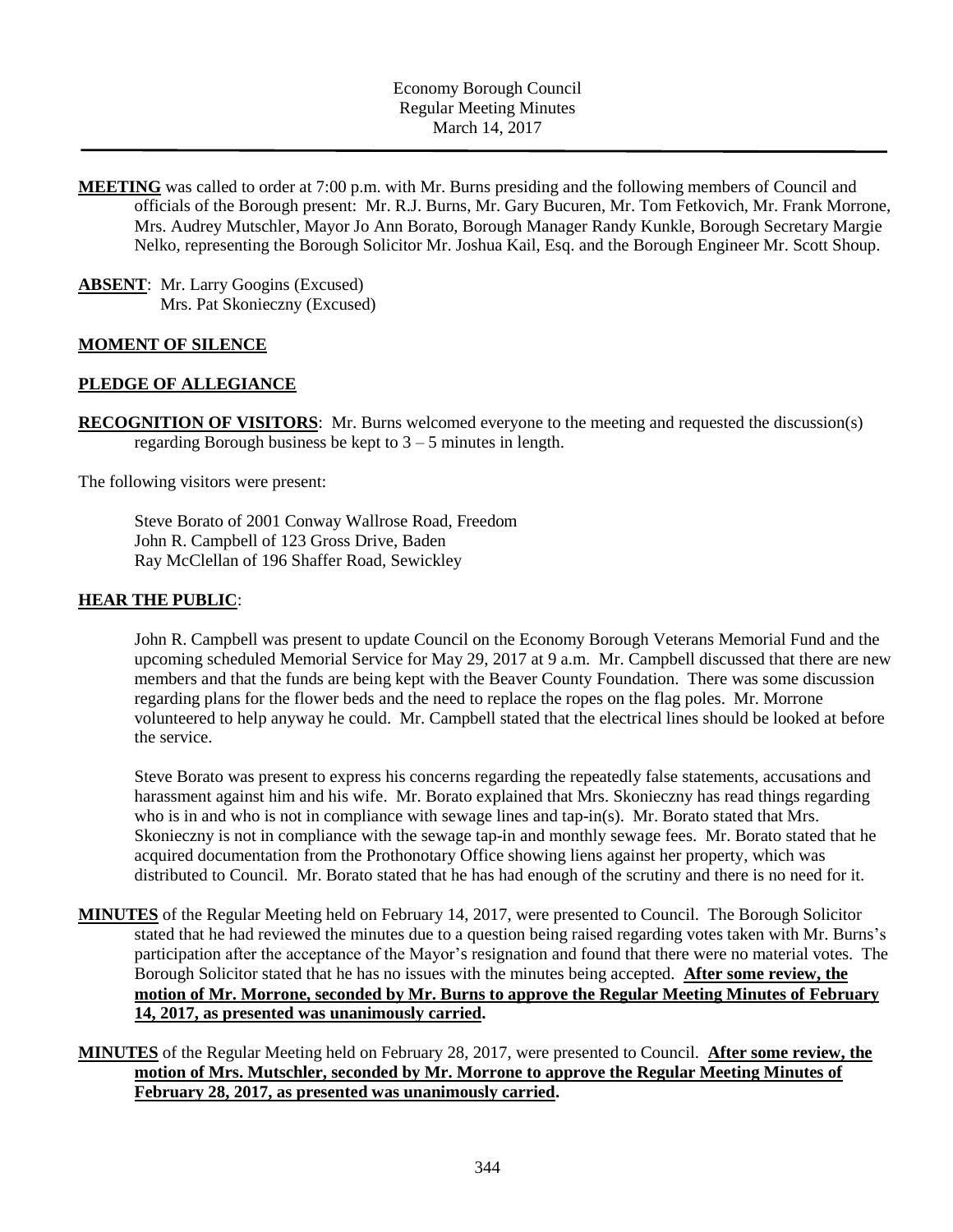Economy Borough Council
Regular Meeting Minutes
March 14, 2017

**MEETING** was called to order at 7:00 p.m. with Mr. Burns presiding and the following members of Council and officials of the Borough present: Mr. R.J. Burns, Mr. Gary Bucuren, Mr. Tom Fetkovich, Mr. Frank Morrone, Mrs. Audrey Mutschler, Mayor Jo Ann Borato, Borough Manager Randy Kunkle, Borough Secretary Margie Nelko, representing the Borough Solicitor Mr. Joshua Kail, Esq. and the Borough Engineer Mr. Scott Shoup.

**ABSENT**: Mr. Larry Googins (Excused)
Mrs. Pat Skonieczny (Excused)

**MOMENT OF SILENCE**

**PLEDGE OF ALLEGIANCE**

**RECOGNITION OF VISITORS**: Mr. Burns welcomed everyone to the meeting and requested the discussion(s) regarding Borough business be kept to 3 – 5 minutes in length.

The following visitors were present:

Steve Borato of 2001 Conway Wallrose Road, Freedom
John R. Campbell of 123 Gross Drive, Baden
Ray McClellan of 196 Shaffer Road, Sewickley

**HEAR THE PUBLIC**:

John R. Campbell was present to update Council on the Economy Borough Veterans Memorial Fund and the upcoming scheduled Memorial Service for May 29, 2017 at 9 a.m. Mr. Campbell discussed that there are new members and that the funds are being kept with the Beaver County Foundation. There was some discussion regarding plans for the flower beds and the need to replace the ropes on the flag poles. Mr. Morrone volunteered to help anyway he could. Mr. Campbell stated that the electrical lines should be looked at before the service.

Steve Borato was present to express his concerns regarding the repeatedly false statements, accusations and harassment against him and his wife. Mr. Borato explained that Mrs. Skonieczny has read things regarding who is in and who is not in compliance with sewage lines and tap-in(s). Mr. Borato stated that Mrs. Skonieczny is not in compliance with the sewage tap-in and monthly sewage fees. Mr. Borato stated that he acquired documentation from the Prothonotary Office showing liens against her property, which was distributed to Council. Mr. Borato stated that he has had enough of the scrutiny and there is no need for it.

**MINUTES** of the Regular Meeting held on February 14, 2017, were presented to Council. The Borough Solicitor stated that he had reviewed the minutes due to a question being raised regarding votes taken with Mr. Burns's participation after the acceptance of the Mayor's resignation and found that there were no material votes. The Borough Solicitor stated that he has no issues with the minutes being accepted. **After some review, the motion of Mr. Morrone, seconded by Mr. Burns to approve the Regular Meeting Minutes of February 14, 2017, as presented was unanimously carried.**

**MINUTES** of the Regular Meeting held on February 28, 2017, were presented to Council. **After some review, the motion of Mrs. Mutschler, seconded by Mr. Morrone to approve the Regular Meeting Minutes of February 28, 2017, as presented was unanimously carried.**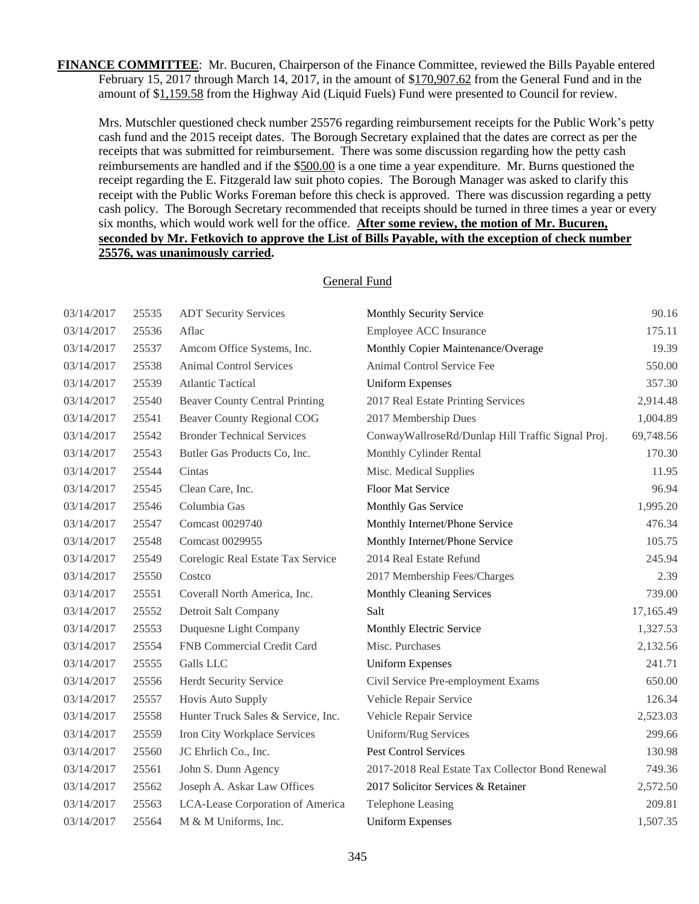**FINANCE COMMITTEE**: Mr. Bucuren, Chairperson of the Finance Committee, reviewed the Bills Payable entered February 15, 2017 through March 14, 2017, in the amount of $170,907.62 from the General Fund and in the amount of $1,159.58 from the Highway Aid (Liquid Fuels) Fund were presented to Council for review.

Mrs. Mutschler questioned check number 25576 regarding reimbursement receipts for the Public Work's petty cash fund and the 2015 receipt dates. The Borough Secretary explained that the dates are correct as per the receipts that was submitted for reimbursement. There was some discussion regarding how the petty cash reimbursements are handled and if the $500.00 is a one time a year expenditure. Mr. Burns questioned the receipt regarding the E. Fitzgerald law suit photo copies. The Borough Manager was asked to clarify this receipt with the Public Works Foreman before this check is approved. There was discussion regarding a petty cash policy. The Borough Secretary recommended that receipts should be turned in three times a year or every six months, which would work well for the office. **After some review, the motion of Mr. Bucuren, seconded by Mr. Fetkovich to approve the List of Bills Payable, with the exception of check number 25576, was unanimously carried.**

General Fund

| | | | | |
|---|---|---|---|---|
| 03/14/2017 | 25535 | ADT Security Services | Monthly Security Service | 90.16 |
| 03/14/2017 | 25536 | Aflac | Employee ACC Insurance | 175.11 |
| 03/14/2017 | 25537 | Amcom Office Systems, Inc. | Monthly Copier Maintenance/Overage | 19.39 |
| 03/14/2017 | 25538 | Animal Control Services | Animal Control Service Fee | 550.00 |
| 03/14/2017 | 25539 | Atlantic Tactical | Uniform Expenses | 357.30 |
| 03/14/2017 | 25540 | Beaver County Central Printing | 2017 Real Estate Printing Services | 2,914.48 |
| 03/14/2017 | 25541 | Beaver County Regional COG | 2017 Membership Dues | 1,004.89 |
| 03/14/2017 | 25542 | Bronder Technical Services | ConwayWallroseRd/Dunlap Hill Traffic Signal Proj. | 69,748.56 |
| 03/14/2017 | 25543 | Butler Gas Products Co, Inc. | Monthly Cylinder Rental | 170.30 |
| 03/14/2017 | 25544 | Cintas | Misc. Medical Supplies | 11.95 |
| 03/14/2017 | 25545 | Clean Care, Inc. | Floor Mat Service | 96.94 |
| 03/14/2017 | 25546 | Columbia Gas | Monthly Gas Service | 1,995.20 |
| 03/14/2017 | 25547 | Comcast 0029740 | Monthly Internet/Phone Service | 476.34 |
| 03/14/2017 | 25548 | Comcast 0029955 | Monthly Internet/Phone Service | 105.75 |
| 03/14/2017 | 25549 | Corelogic Real Estate Tax Service | 2014 Real Estate Refund | 245.94 |
| 03/14/2017 | 25550 | Costco | 2017 Membership Fees/Charges | 2.39 |
| 03/14/2017 | 25551 | Coverall North America, Inc. | Monthly Cleaning Services | 739.00 |
| 03/14/2017 | 25552 | Detroit Salt Company | Salt | 17,165.49 |
| 03/14/2017 | 25553 | Duquesne Light Company | Monthly Electric Service | 1,327.53 |
| 03/14/2017 | 25554 | FNB Commercial Credit Card | Misc. Purchases | 2,132.56 |
| 03/14/2017 | 25555 | Galls LLC | Uniform Expenses | 241.71 |
| 03/14/2017 | 25556 | Herdt Security Service | Civil Service Pre-employment Exams | 650.00 |
| 03/14/2017 | 25557 | Hovis Auto Supply | Vehicle Repair Service | 126.34 |
| 03/14/2017 | 25558 | Hunter Truck Sales & Service, Inc. | Vehicle Repair Service | 2,523.03 |
| 03/14/2017 | 25559 | Iron City Workplace Services | Uniform/Rug Services | 299.66 |
| 03/14/2017 | 25560 | JC Ehrlich Co., Inc. | Pest Control Services | 130.98 |
| 03/14/2017 | 25561 | John S. Dunn Agency | 2017-2018 Real Estate Tax Collector Bond Renewal | 749.36 |
| 03/14/2017 | 25562 | Joseph A. Askar Law Offices | 2017 Solicitor Services & Retainer | 2,572.50 |
| 03/14/2017 | 25563 | LCA-Lease Corporation of America | Telephone Leasing | 209.81 |
| 03/14/2017 | 25564 | M & M Uniforms, Inc. | Uniform Expenses | 1,507.35 |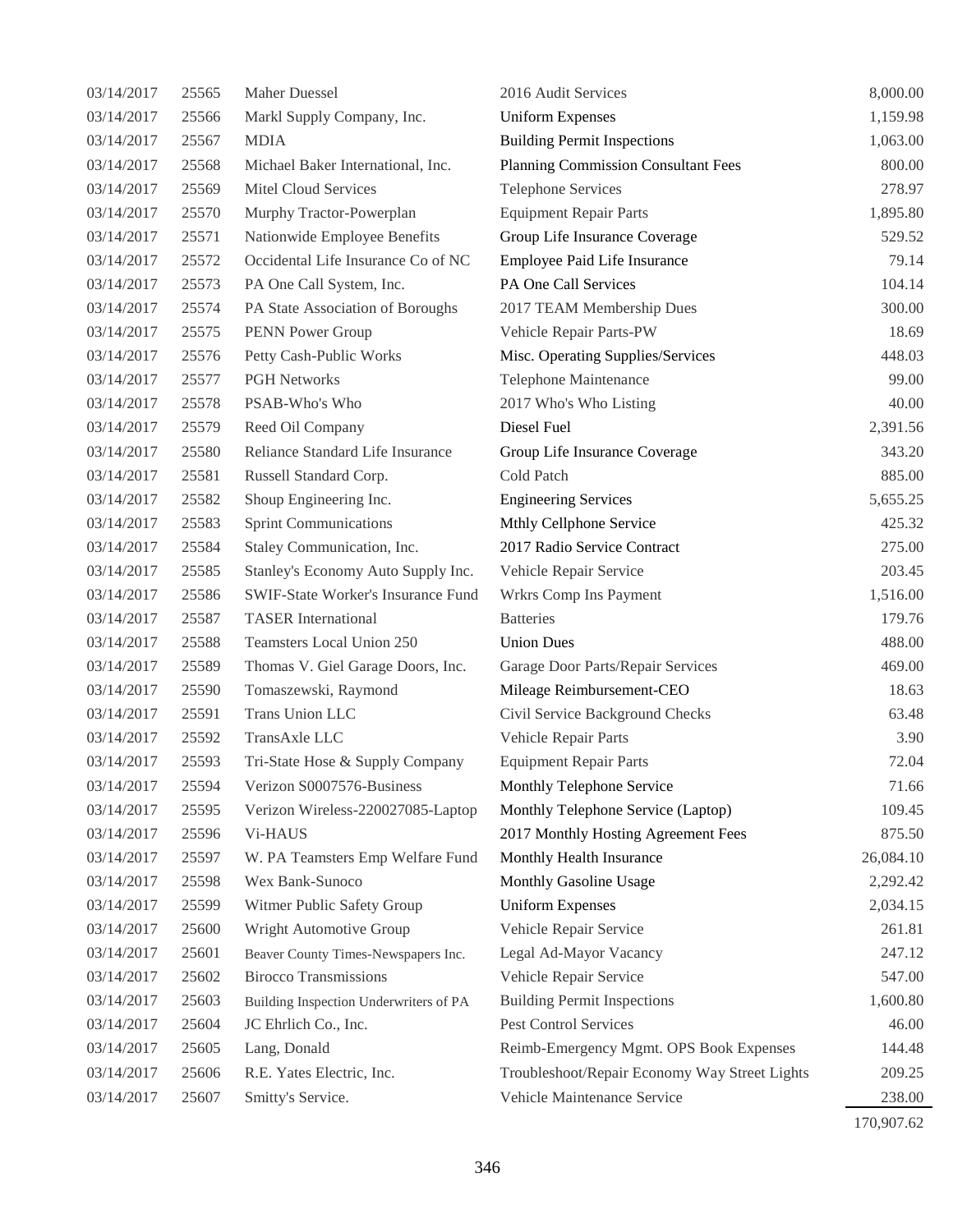| | | | | |
|---|---|---|---|---|
| 03/14/2017 | 25565 | Maher Duessel | 2016 Audit Services | 8,000.00 |
| 03/14/2017 | 25566 | Markl Supply Company, Inc. | Uniform Expenses | 1,159.98 |
| 03/14/2017 | 25567 | MDIA | Building Permit Inspections | 1,063.00 |
| 03/14/2017 | 25568 | Michael Baker International, Inc. | Planning Commission Consultant Fees | 800.00 |
| 03/14/2017 | 25569 | Mitel Cloud Services | Telephone Services | 278.97 |
| 03/14/2017 | 25570 | Murphy Tractor-Powerplan | Equipment Repair Parts | 1,895.80 |
| 03/14/2017 | 25571 | Nationwide Employee Benefits | Group Life Insurance Coverage | 529.52 |
| 03/14/2017 | 25572 | Occidental Life Insurance Co of NC | Employee Paid Life Insurance | 79.14 |
| 03/14/2017 | 25573 | PA One Call System, Inc. | PA One Call Services | 104.14 |
| 03/14/2017 | 25574 | PA State Association of Boroughs | 2017 TEAM Membership Dues | 300.00 |
| 03/14/2017 | 25575 | PENN Power Group | Vehicle Repair Parts-PW | 18.69 |
| 03/14/2017 | 25576 | Petty Cash-Public Works | Misc. Operating Supplies/Services | 448.03 |
| 03/14/2017 | 25577 | PGH Networks | Telephone Maintenance | 99.00 |
| 03/14/2017 | 25578 | PSAB-Who's Who | 2017 Who's Who Listing | 40.00 |
| 03/14/2017 | 25579 | Reed Oil Company | Diesel Fuel | 2,391.56 |
| 03/14/2017 | 25580 | Reliance Standard Life Insurance | Group Life Insurance Coverage | 343.20 |
| 03/14/2017 | 25581 | Russell Standard Corp. | Cold Patch | 885.00 |
| 03/14/2017 | 25582 | Shoup Engineering Inc. | Engineering Services | 5,655.25 |
| 03/14/2017 | 25583 | Sprint Communications | Mthly Cellphone Service | 425.32 |
| 03/14/2017 | 25584 | Staley Communication, Inc. | 2017 Radio Service Contract | 275.00 |
| 03/14/2017 | 25585 | Stanley's Economy Auto Supply Inc. | Vehicle Repair Service | 203.45 |
| 03/14/2017 | 25586 | SWIF-State Worker's Insurance Fund | Wrkrs Comp Ins Payment | 1,516.00 |
| 03/14/2017 | 25587 | TASER International | Batteries | 179.76 |
| 03/14/2017 | 25588 | Teamsters Local Union 250 | Union Dues | 488.00 |
| 03/14/2017 | 25589 | Thomas V. Giel Garage Doors, Inc. | Garage Door Parts/Repair Services | 469.00 |
| 03/14/2017 | 25590 | Tomaszewski, Raymond | Mileage Reimbursement-CEO | 18.63 |
| 03/14/2017 | 25591 | Trans Union LLC | Civil Service Background Checks | 63.48 |
| 03/14/2017 | 25592 | TransAxle LLC | Vehicle Repair Parts | 3.90 |
| 03/14/2017 | 25593 | Tri-State Hose & Supply Company | Equipment Repair Parts | 72.04 |
| 03/14/2017 | 25594 | Verizon S0007576-Business | Monthly Telephone Service | 71.66 |
| 03/14/2017 | 25595 | Verizon Wireless-220027085-Laptop | Monthly Telephone Service (Laptop) | 109.45 |
| 03/14/2017 | 25596 | Vi-HAUS | 2017 Monthly Hosting Agreement Fees | 875.50 |
| 03/14/2017 | 25597 | W. PA Teamsters Emp Welfare Fund | Monthly Health Insurance | 26,084.10 |
| 03/14/2017 | 25598 | Wex Bank-Sunoco | Monthly Gasoline Usage | 2,292.42 |
| 03/14/2017 | 25599 | Witmer Public Safety Group | Uniform Expenses | 2,034.15 |
| 03/14/2017 | 25600 | Wright Automotive Group | Vehicle Repair Service | 261.81 |
| 03/14/2017 | 25601 | Beaver County Times-Newspapers Inc. | Legal Ad-Mayor Vacancy | 247.12 |
| 03/14/2017 | 25602 | Birocco Transmissions | Vehicle Repair Service | 547.00 |
| 03/14/2017 | 25603 | Building Inspection Underwriters of PA | Building Permit Inspections | 1,600.80 |
| 03/14/2017 | 25604 | JC Ehrlich Co., Inc. | Pest Control Services | 46.00 |
| 03/14/2017 | 25605 | Lang, Donald | Reimb-Emergency Mgmt. OPS Book Expenses | 144.48 |
| 03/14/2017 | 25606 | R.E. Yates Electric, Inc. | Troubleshoot/Repair Economy Way Street Lights | 209.25 |
| 03/14/2017 | 25607 | Smitty's Service. | Vehicle Maintenance Service | 238.00 |
| | | | | 170,907.62 |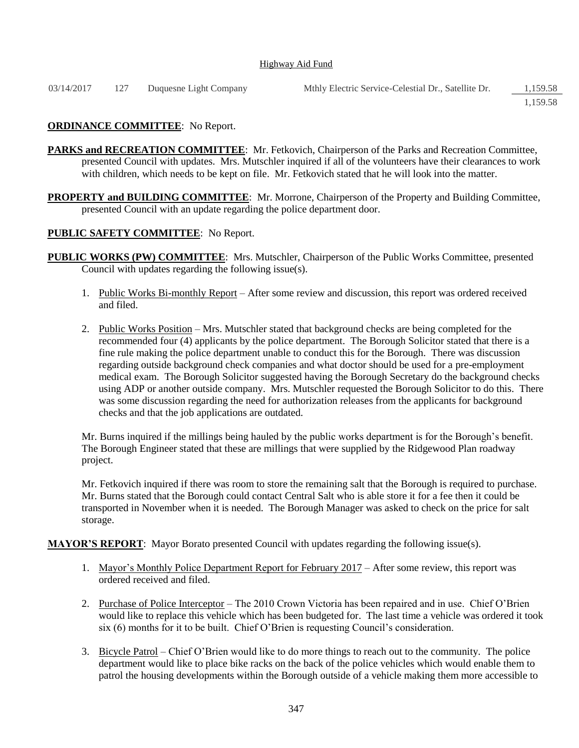Highway Aid Fund

| | | | | |
|---|---|---|---|---|
| 03/14/2017 | 127 | Duquesne Light Company | Mthly Electric Service-Celestial Dr., Satellite Dr. | 1,159.58 |
| | | | | 1,159.58 |

**ORDINANCE COMMITTEE**: No Report.

**PARKS and RECREATION COMMITTEE**: Mr. Fetkovich, Chairperson of the Parks and Recreation Committee, presented Council with updates. Mrs. Mutschler inquired if all of the volunteers have their clearances to work with children, which needs to be kept on file. Mr. Fetkovich stated that he will look into the matter.

**PROPERTY and BUILDING COMMITTEE**: Mr. Morrone, Chairperson of the Property and Building Committee, presented Council with an update regarding the police department door.

**PUBLIC SAFETY COMMITTEE**: No Report.

**PUBLIC WORKS (PW) COMMITTEE**: Mrs. Mutschler, Chairperson of the Public Works Committee, presented Council with updates regarding the following issue(s).

1. Public Works Bi-monthly Report – After some review and discussion, this report was ordered received and filed.

2. Public Works Position – Mrs. Mutschler stated that background checks are being completed for the recommended four (4) applicants by the police department. The Borough Solicitor stated that there is a fine rule making the police department unable to conduct this for the Borough. There was discussion regarding outside background check companies and what doctor should be used for a pre-employment medical exam. The Borough Solicitor suggested having the Borough Secretary do the background checks using ADP or another outside company. Mrs. Mutschler requested the Borough Solicitor to do this. There was some discussion regarding the need for authorization releases from the applicants for background checks and that the job applications are outdated.

Mr. Burns inquired if the millings being hauled by the public works department is for the Borough's benefit. The Borough Engineer stated that these are millings that were supplied by the Ridgewood Plan roadway project.

Mr. Fetkovich inquired if there was room to store the remaining salt that the Borough is required to purchase. Mr. Burns stated that the Borough could contact Central Salt who is able store it for a fee then it could be transported in November when it is needed. The Borough Manager was asked to check on the price for salt storage.

**MAYOR'S REPORT**: Mayor Borato presented Council with updates regarding the following issue(s).

1. Mayor's Monthly Police Department Report for February 2017 – After some review, this report was ordered received and filed.

2. Purchase of Police Interceptor – The 2010 Crown Victoria has been repaired and in use. Chief O'Brien would like to replace this vehicle which has been budgeted for. The last time a vehicle was ordered it took six (6) months for it to be built. Chief O'Brien is requesting Council's consideration.

3. Bicycle Patrol – Chief O'Brien would like to do more things to reach out to the community. The police department would like to place bike racks on the back of the police vehicles which would enable them to patrol the housing developments within the Borough outside of a vehicle making them more accessible to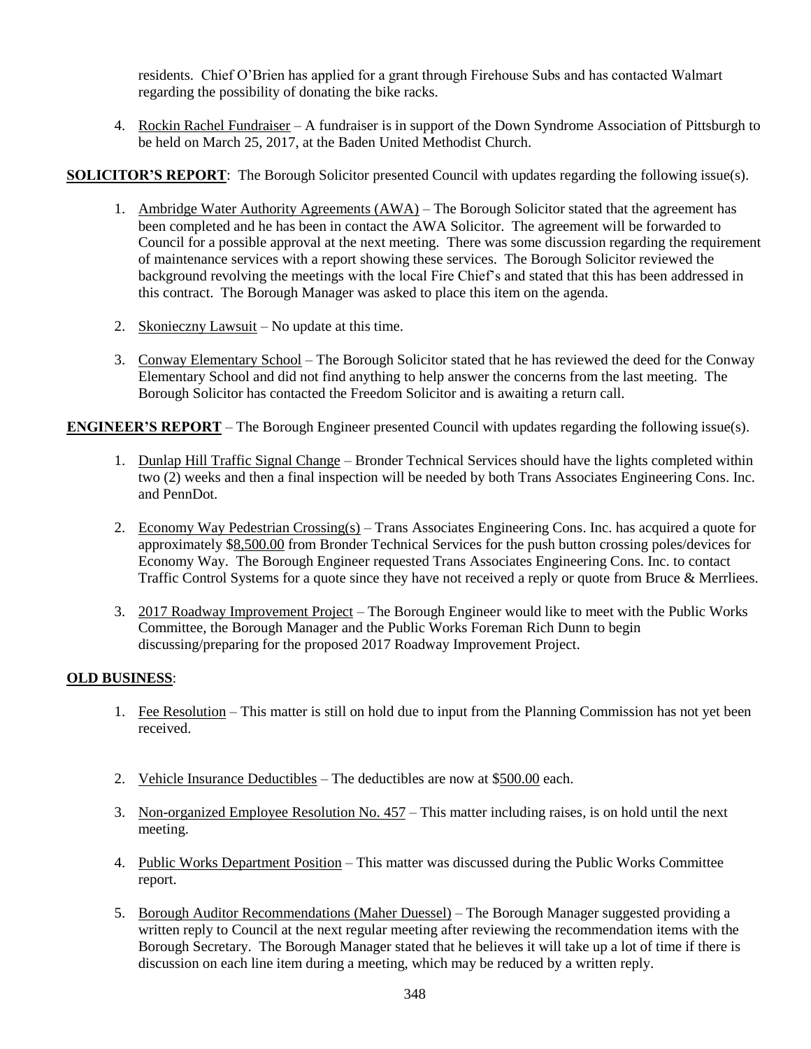residents. Chief O'Brien has applied for a grant through Firehouse Subs and has contacted Walmart regarding the possibility of donating the bike racks.

4. Rockin Rachel Fundraiser – A fundraiser is in support of the Down Syndrome Association of Pittsburgh to be held on March 25, 2017, at the Baden United Methodist Church.

**SOLICITOR'S REPORT**: The Borough Solicitor presented Council with updates regarding the following issue(s).

1. Ambridge Water Authority Agreements (AWA) – The Borough Solicitor stated that the agreement has been completed and he has been in contact the AWA Solicitor. The agreement will be forwarded to Council for a possible approval at the next meeting. There was some discussion regarding the requirement of maintenance services with a report showing these services. The Borough Solicitor reviewed the background revolving the meetings with the local Fire Chief's and stated that this has been addressed in this contract. The Borough Manager was asked to place this item on the agenda.

2. Skonieczny Lawsuit – No update at this time.

3. Conway Elementary School – The Borough Solicitor stated that he has reviewed the deed for the Conway Elementary School and did not find anything to help answer the concerns from the last meeting. The Borough Solicitor has contacted the Freedom Solicitor and is awaiting a return call.

**ENGINEER'S REPORT** – The Borough Engineer presented Council with updates regarding the following issue(s).

1. Dunlap Hill Traffic Signal Change – Bronder Technical Services should have the lights completed within two (2) weeks and then a final inspection will be needed by both Trans Associates Engineering Cons. Inc. and PennDot.

2. Economy Way Pedestrian Crossing(s) – Trans Associates Engineering Cons. Inc. has acquired a quote for approximately $8,500.00 from Bronder Technical Services for the push button crossing poles/devices for Economy Way. The Borough Engineer requested Trans Associates Engineering Cons. Inc. to contact Traffic Control Systems for a quote since they have not received a reply or quote from Bruce & Merrliees.

3. 2017 Roadway Improvement Project – The Borough Engineer would like to meet with the Public Works Committee, the Borough Manager and the Public Works Foreman Rich Dunn to begin discussing/preparing for the proposed 2017 Roadway Improvement Project.

**OLD BUSINESS**:

1. Fee Resolution – This matter is still on hold due to input from the Planning Commission has not yet been received.

2. Vehicle Insurance Deductibles – The deductibles are now at $500.00 each.

3. Non-organized Employee Resolution No. 457 – This matter including raises, is on hold until the next meeting.

4. Public Works Department Position – This matter was discussed during the Public Works Committee report.

5. Borough Auditor Recommendations (Maher Duessel) – The Borough Manager suggested providing a written reply to Council at the next regular meeting after reviewing the recommendation items with the Borough Secretary. The Borough Manager stated that he believes it will take up a lot of time if there is discussion on each line item during a meeting, which may be reduced by a written reply.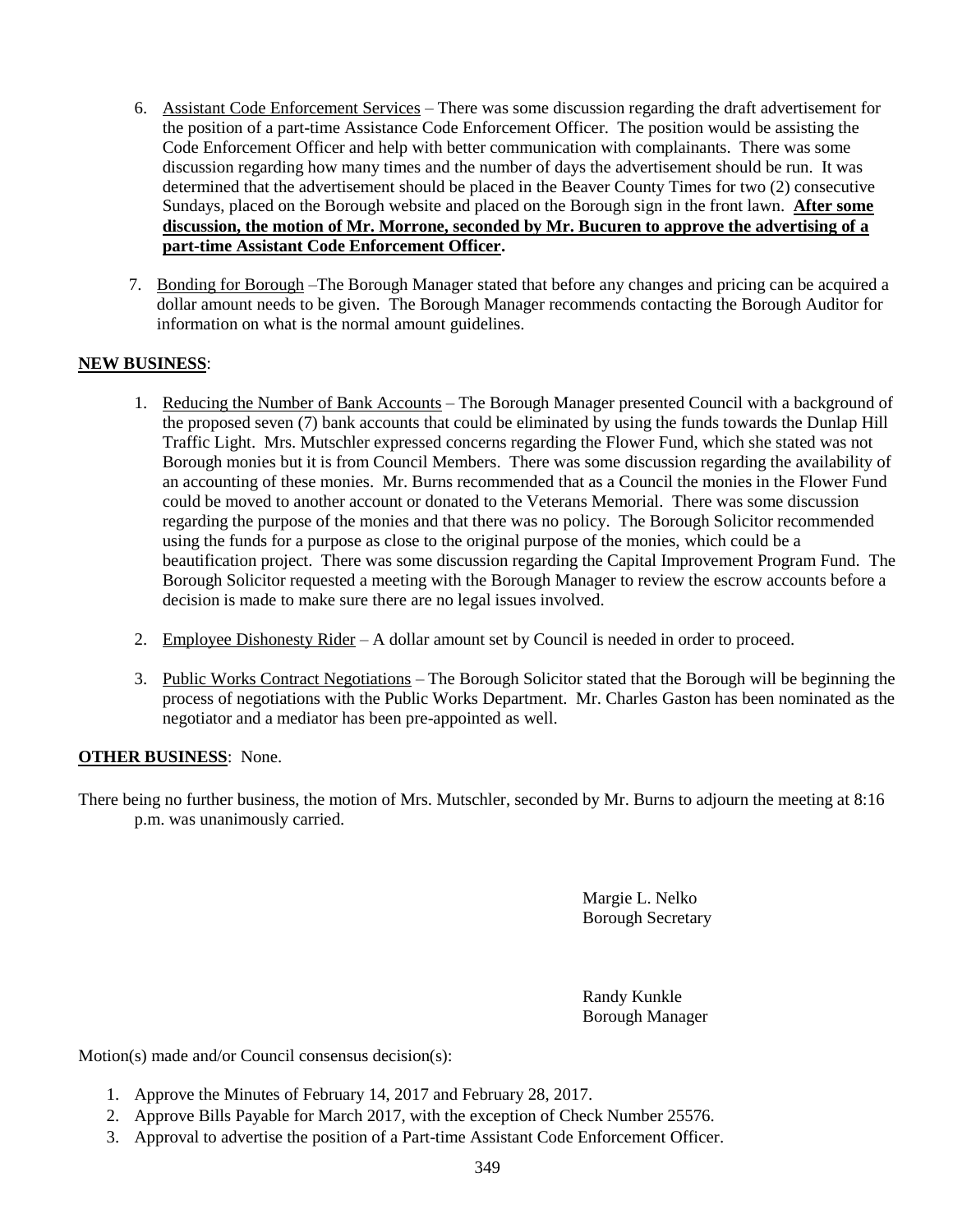6. Assistant Code Enforcement Services – There was some discussion regarding the draft advertisement for the position of a part-time Assistance Code Enforcement Officer. The position would be assisting the Code Enforcement Officer and help with better communication with complainants. There was some discussion regarding how many times and the number of days the advertisement should be run. It was determined that the advertisement should be placed in the Beaver County Times for two (2) consecutive Sundays, placed on the Borough website and placed on the Borough sign in the front lawn. **After some discussion, the motion of Mr. Morrone, seconded by Mr. Bucuren to approve the advertising of a part-time Assistant Code Enforcement Officer.**

7. Bonding for Borough –The Borough Manager stated that before any changes and pricing can be acquired a dollar amount needs to be given. The Borough Manager recommends contacting the Borough Auditor for information on what is the normal amount guidelines.

**NEW BUSINESS**:

1. Reducing the Number of Bank Accounts – The Borough Manager presented Council with a background of the proposed seven (7) bank accounts that could be eliminated by using the funds towards the Dunlap Hill Traffic Light. Mrs. Mutschler expressed concerns regarding the Flower Fund, which she stated was not Borough monies but it is from Council Members. There was some discussion regarding the availability of an accounting of these monies. Mr. Burns recommended that as a Council the monies in the Flower Fund could be moved to another account or donated to the Veterans Memorial. There was some discussion regarding the purpose of the monies and that there was no policy. The Borough Solicitor recommended using the funds for a purpose as close to the original purpose of the monies, which could be a beautification project. There was some discussion regarding the Capital Improvement Program Fund. The Borough Solicitor requested a meeting with the Borough Manager to review the escrow accounts before a decision is made to make sure there are no legal issues involved.

2. Employee Dishonesty Rider – A dollar amount set by Council is needed in order to proceed.

3. Public Works Contract Negotiations – The Borough Solicitor stated that the Borough will be beginning the process of negotiations with the Public Works Department. Mr. Charles Gaston has been nominated as the negotiator and a mediator has been pre-appointed as well.

**OTHER BUSINESS**: None.

There being no further business, the motion of Mrs. Mutschler, seconded by Mr. Burns to adjourn the meeting at 8:16 p.m. was unanimously carried.

Margie L. Nelko
Borough Secretary

Randy Kunkle
Borough Manager

Motion(s) made and/or Council consensus decision(s):

1. Approve the Minutes of February 14, 2017 and February 28, 2017.
2. Approve Bills Payable for March 2017, with the exception of Check Number 25576.
3. Approval to advertise the position of a Part-time Assistant Code Enforcement Officer.